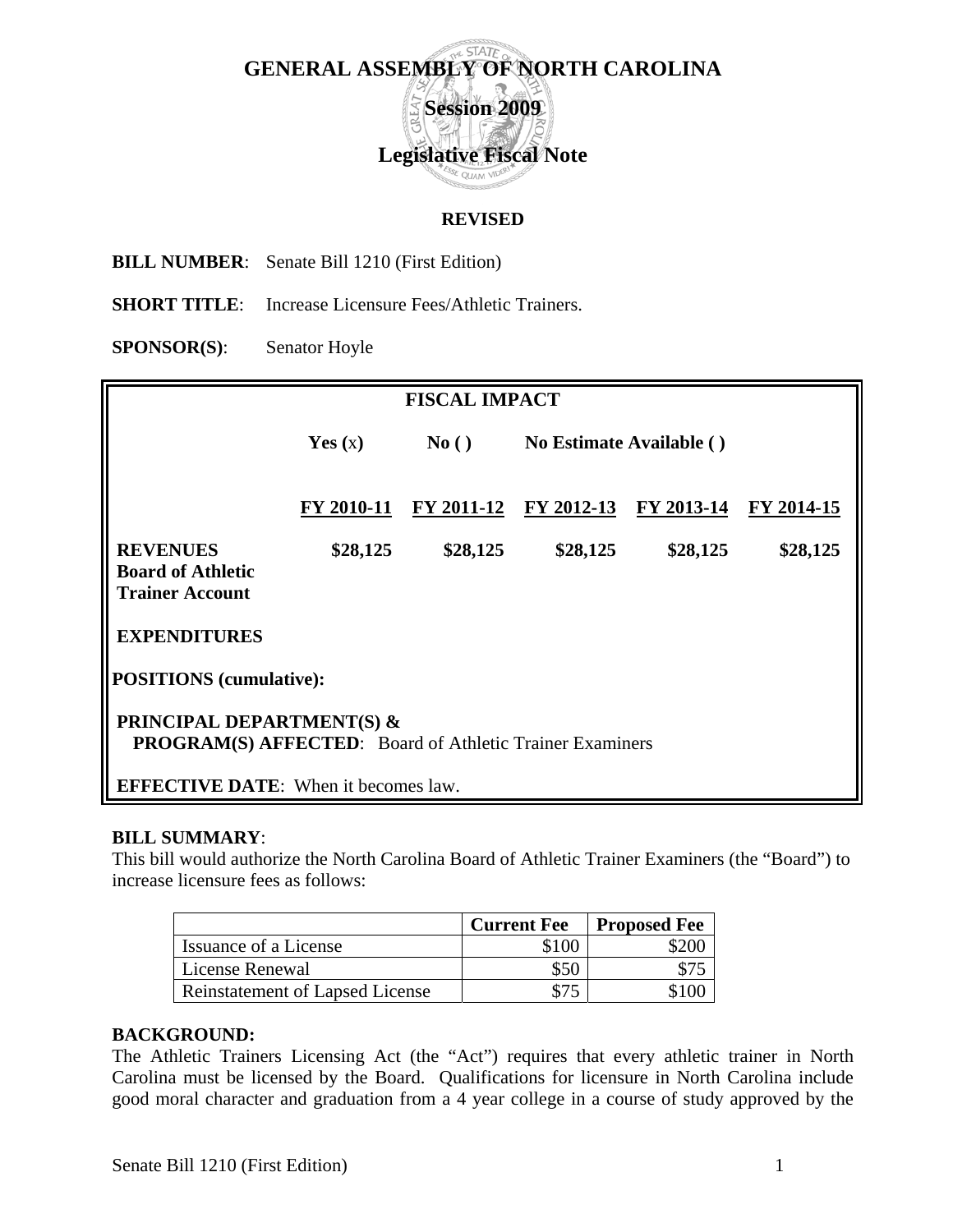# GENERAL ASSEMBLY OF NORTH CAROLINA

## Session 2009

## Legislative Fiscal Note

**REVISED**

**BILL NUMBER**: Senate Bill 1210 (First Edition)

**SHORT TITLE**: Increase Licensure Fees/Athletic Trainers.

**SPONSOR(S)**: Senator Hoyle

| FISCAL IMPACT | | | | | |
|---|---|---|---|---|---|
| | **Yes (x)** | **No ( )** | **No Estimate Available ( )** | | |
| | **FY 2010-11** | **FY 2011-12** | **FY 2012-13** | **FY 2013-14** | **FY 2014-15** |
| **REVENUES Board of Athletic Trainer Account** | **$28,125** | **$28,125** | **$28,125** | **$28,125** | **$28,125** |
| **EXPENDITURES** | | | | | |
| **POSITIONS (cumulative):** | | | | | |
| **PRINCIPAL DEPARTMENT(S) & PROGRAM(S) AFFECTED**: Board of Athletic Trainer Examiners | | | | | |
| **EFFECTIVE DATE**: When it becomes law. | | | | | |

**BILL SUMMARY**:
This bill would authorize the North Carolina Board of Athletic Trainer Examiners (the "Board") to increase licensure fees as follows:

| | Current Fee | Proposed Fee |
|---|---|---|
| Issuance of a License | $100 | $200 |
| License Renewal | $50 | $75 |
| Reinstatement of Lapsed License | $75 | $100 |

**BACKGROUND:**
The Athletic Trainers Licensing Act (the "Act") requires that every athletic trainer in North Carolina must be licensed by the Board. Qualifications for licensure in North Carolina include good moral character and graduation from a 4 year college in a course of study approved by the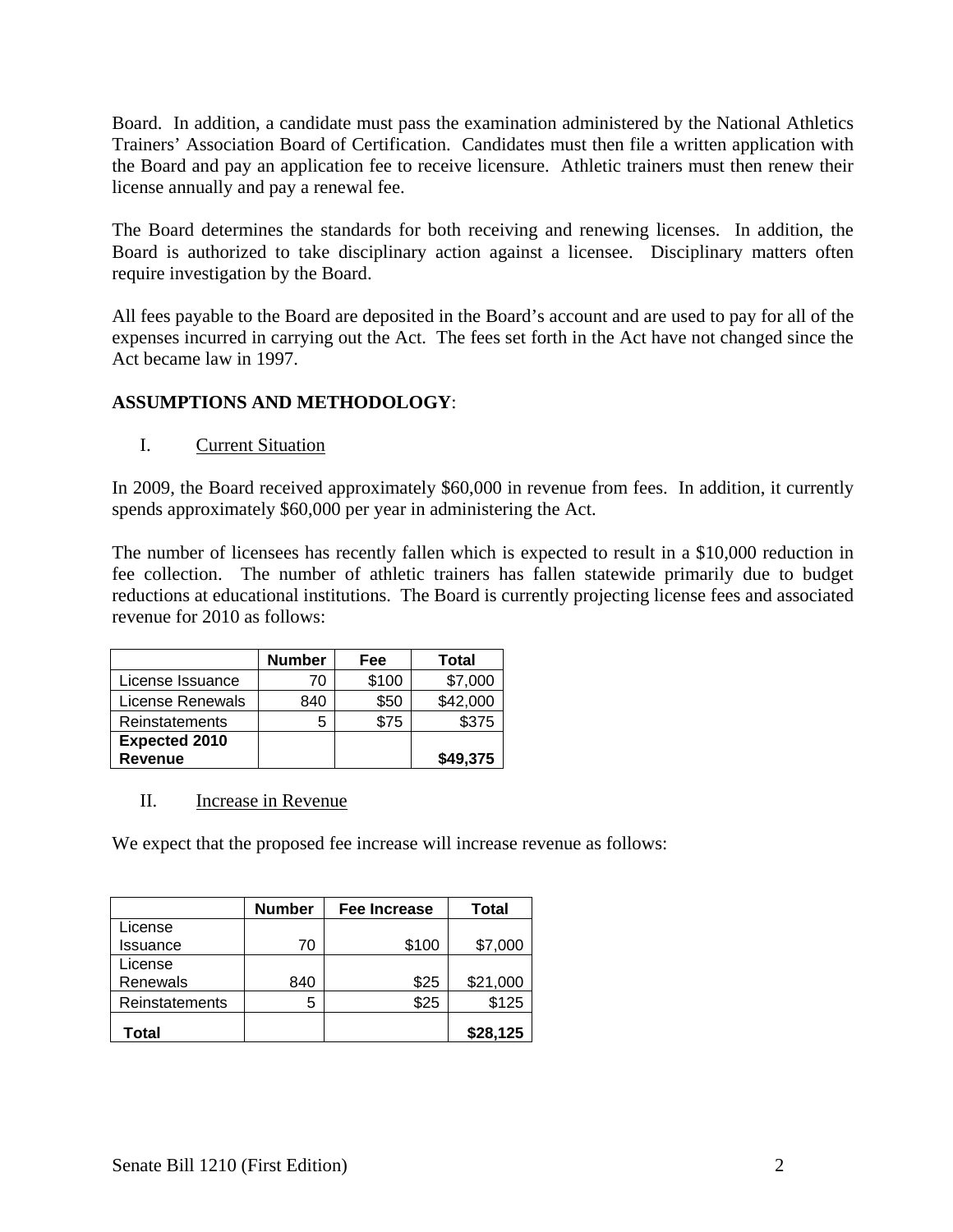Board. In addition, a candidate must pass the examination administered by the National Athletics Trainers' Association Board of Certification. Candidates must then file a written application with the Board and pay an application fee to receive licensure. Athletic trainers must then renew their license annually and pay a renewal fee.

The Board determines the standards for both receiving and renewing licenses. In addition, the Board is authorized to take disciplinary action against a licensee. Disciplinary matters often require investigation by the Board.

All fees payable to the Board are deposited in the Board's account and are used to pay for all of the expenses incurred in carrying out the Act. The fees set forth in the Act have not changed since the Act became law in 1997.

**ASSUMPTIONS AND METHODOLOGY**:

I. Current Situation

In 2009, the Board received approximately $60,000 in revenue from fees. In addition, it currently spends approximately $60,000 per year in administering the Act.

The number of licensees has recently fallen which is expected to result in a $10,000 reduction in fee collection. The number of athletic trainers has fallen statewide primarily due to budget reductions at educational institutions. The Board is currently projecting license fees and associated revenue for 2010 as follows:

| | Number | Fee | Total |
|---|---|---|---|
| License Issuance | 70 | $100 | $7,000 |
| License Renewals | 840 | $50 | $42,000 |
| Reinstatements | 5 | $75 | $375 |
| **Expected 2010 Revenue** | | | **$49,375** |

II. Increase in Revenue

We expect that the proposed fee increase will increase revenue as follows:

| | Number | Fee Increase | Total |
|---|---|---|---|
| License Issuance | 70 | $100 | $7,000 |
| License Renewals | 840 | $25 | $21,000 |
| Reinstatements | 5 | $25 | $125 |
| **Total** | | | **$28,125** |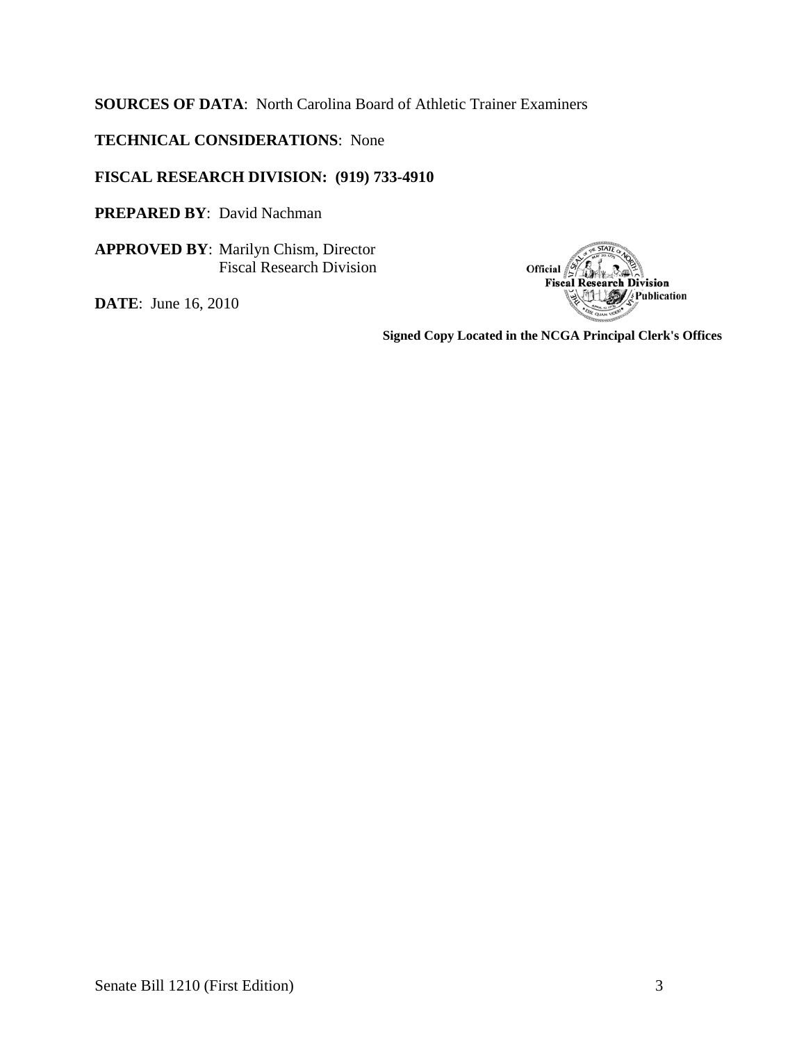**SOURCES OF DATA**: North Carolina Board of Athletic Trainer Examiners

**TECHNICAL CONSIDERATIONS**: None

**FISCAL RESEARCH DIVISION: (919) 733-4910**

**PREPARED BY**: David Nachman

**APPROVED BY**: Marilyn Chism, Director
Fiscal Research Division

**DATE**: June 16, 2010

Official Fiscal Research Division Publication

**Signed Copy Located in the NCGA Principal Clerk's Offices**